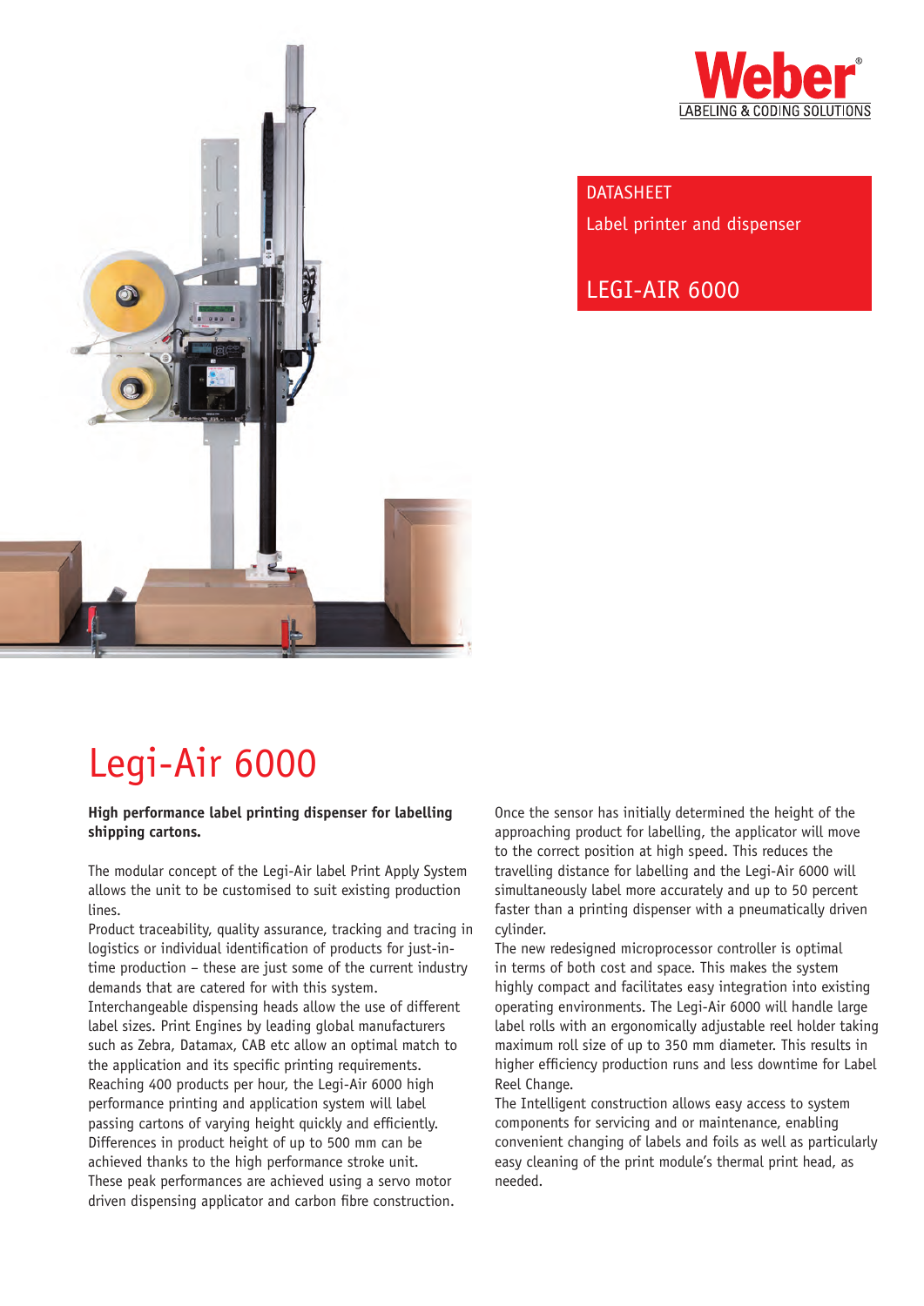Weber

LABELING & CODING SOLUTIONS

DATASHEET

Label printer and dispenser

LEGI-AIR 6000

# Legi-Air 6000

**High performance label printing dispenser for labelling shipping cartons.**

The modular concept of the Legi-Air label Print Apply System allows the unit to be customised to suit existing production lines.

Product traceability, quality assurance, tracking and tracing in logistics or individual identification of products for just-in-time production – these are just some of the current industry demands that are catered for with this system.

Interchangeable dispensing heads allow the use of different label sizes. Print Engines by leading global manufacturers such as Zebra, Datamax, CAB etc allow an optimal match to the application and its specific printing requirements.

Reaching 400 products per hour, the Legi-Air 6000 high performance printing and application system will label passing cartons of varying height quickly and efficiently. Differences in product height of up to 500 mm can be achieved thanks to the high performance stroke unit. These peak performances are achieved using a servo motor driven dispensing applicator and carbon fibre construction.

Once the sensor has initially determined the height of the approaching product for labelling, the applicator will move to the correct position at high speed. This reduces the travelling distance for labelling and the Legi-Air 6000 will simultaneously label more accurately and up to 50 percent faster than a printing dispenser with a pneumatically driven cylinder.

The new redesigned microprocessor controller is optimal in terms of both cost and space. This makes the system highly compact and facilitates easy integration into existing operating environments. The Legi-Air 6000 will handle large label rolls with an ergonomically adjustable reel holder taking maximum roll size of up to 350 mm diameter. This results in higher efficiency production runs and less downtime for Label Reel Change.

The Intelligent construction allows easy access to system components for servicing and or maintenance, enabling convenient changing of labels and foils as well as particularly easy cleaning of the print module's thermal print head, as needed.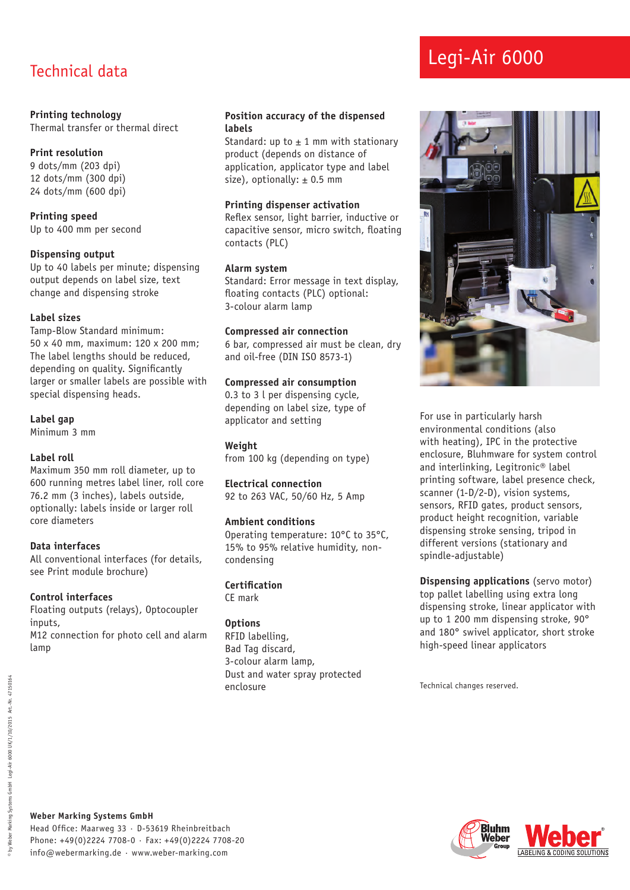# Technical data

## Legi-Air 6000

**Printing technology**
Thermal transfer or thermal direct

**Print resolution**
9 dots/mm (203 dpi)
12 dots/mm (300 dpi)
24 dots/mm (600 dpi)

**Printing speed**
Up to 400 mm per second

**Dispensing output**
Up to 40 labels per minute; dispensing output depends on label size, text change and dispensing stroke

**Label sizes**
Tamp-Blow Standard minimum: 50 x 40 mm, maximum: 120 x 200 mm; The label lengths should be reduced, depending on quality. Significantly larger or smaller labels are possible with special dispensing heads.

**Label gap**
Minimum 3 mm

**Label roll**
Maximum 350 mm roll diameter, up to 600 running metres label liner, roll core 76.2 mm (3 inches), labels outside, optionally: labels inside or larger roll core diameters

**Data interfaces**
All conventional interfaces (for details, see Print module brochure)

**Control interfaces**
Floating outputs (relays), Optocoupler inputs,
M12 connection for photo cell and alarm lamp

**Position accuracy of the dispensed labels**
Standard: up to ± 1 mm with stationary product (depends on distance of application, applicator type and label size), optionally: ± 0.5 mm

**Printing dispenser activation**
Reflex sensor, light barrier, inductive or capacitive sensor, micro switch, floating contacts (PLC)

**Alarm system**
Standard: Error message in text display, floating contacts (PLC) optional: 3-colour alarm lamp

**Compressed air connection**
6 bar, compressed air must be clean, dry and oil-free (DIN ISO 8573-1)

**Compressed air consumption**
0.3 to 3 l per dispensing cycle, depending on label size, type of applicator and setting

**Weight**
from 100 kg (depending on type)

**Electrical connection**
92 to 263 VAC, 50/60 Hz, 5 Amp

**Ambient conditions**
Operating temperature: 10°C to 35°C, 15% to 95% relative humidity, non-condensing

**Certification**
CE mark

**Options**
RFID labelling,
Bad Tag discard,
3-colour alarm lamp,
Dust and water spray protected enclosure

For use in particularly harsh environmental conditions (also with heating), IPC in the protective enclosure, Bluhmware for system control and interlinking, Legitronic® label printing software, label presence check, scanner (1-D/2-D), vision systems, sensors, RFID gates, product sensors, product height recognition, variable dispensing stroke sensing, tripod in different versions (stationary and spindle-adjustable)

**Dispensing applications** (servo motor) top pallet labelling using extra long dispensing stroke, linear applicator with up to 1 200 mm dispensing stroke, 90° and 180° swivel applicator, short stroke high-speed linear applicators

Technical changes reserved.

**Weber Marking Systems GmbH**
Head Office: Maarweg 33 · D-53619 Rheinbreitbach
Phone: +49(0)2224 7708-0 · Fax: +49(0)2224 7708-20
info@webermarking.de · www.weber-marking.com

© by Weber Marking Systems GmbH Legi-Air 6000 UK/1/10/2015 Art.-Nr. 47150164